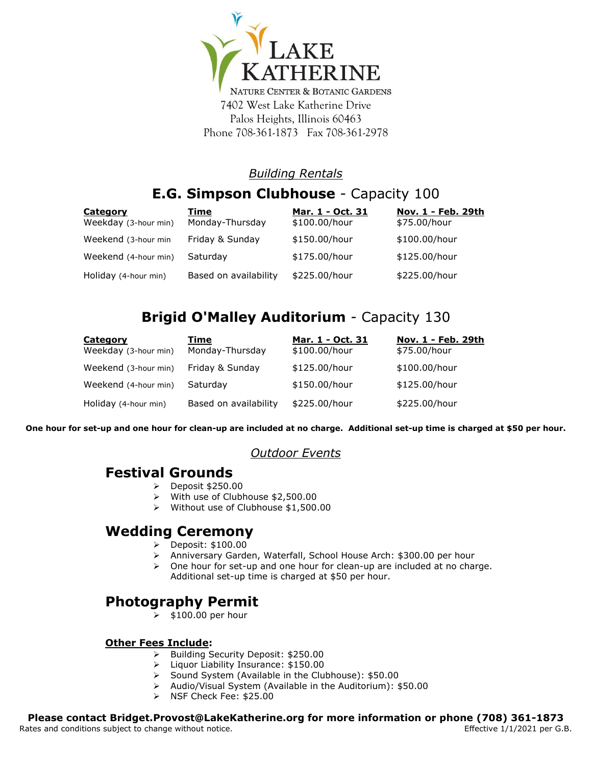# Lake Katherine

NATURE CENTER & BOTANIC GARDENS

7402 West Lake Katherine Drive
Palos Heights, Illinois 60463
Phone 708-361-1873 Fax 708-361-2978

## *Building Rentals*

## **E.G. Simpson Clubhouse** - Capacity 100

| Category | Time | Mar. 1 - Oct. 31 | Nov. 1 - Feb. 29th |
|---|---|---|---|
| Weekday (3-hour min) | Monday-Thursday | $100.00/hour | $75.00/hour |
| Weekend (3-hour min | Friday & Sunday | $150.00/hour | $100.00/hour |
| Weekend (4-hour min) | Saturday | $175.00/hour | $125.00/hour |
| Holiday (4-hour min) | Based on availability | $225.00/hour | $225.00/hour |

## **Brigid O'Malley Auditorium** - Capacity 130

| Category | Time | Mar. 1 - Oct. 31 | Nov. 1 - Feb. 29th |
|---|---|---|---|
| Weekday (3-hour min) | Monday-Thursday | $100.00/hour | $75.00/hour |
| Weekend (3-hour min) | Friday & Sunday | $125.00/hour | $100.00/hour |
| Weekend (4-hour min) | Saturday | $150.00/hour | $125.00/hour |
| Holiday (4-hour min) | Based on availability | $225.00/hour | $225.00/hour |

**One hour for set-up and one hour for clean-up are included at no charge. Additional set-up time is charged at $50 per hour.**

## *Outdoor Events*

### Festival Grounds

- Deposit $250.00
- With use of Clubhouse $2,500.00
- Without use of Clubhouse $1,500.00

### Wedding Ceremony

- Deposit: $100.00
- Anniversary Garden, Waterfall, School House Arch: $300.00 per hour
- One hour for set-up and one hour for clean-up are included at no charge. Additional set-up time is charged at $50 per hour.

### Photography Permit

- $100.00 per hour

**Other Fees Include:**

- Building Security Deposit: $250.00
- Liquor Liability Insurance: $150.00
- Sound System (Available in the Clubhouse): $50.00
- Audio/Visual System (Available in the Auditorium): $50.00
- NSF Check Fee: $25.00

**Please contact Bridget.Provost@LakeKatherine.org for more information or phone (708) 361-1873**

Rates and conditions subject to change without notice.

Effective 1/1/2021 per G.B.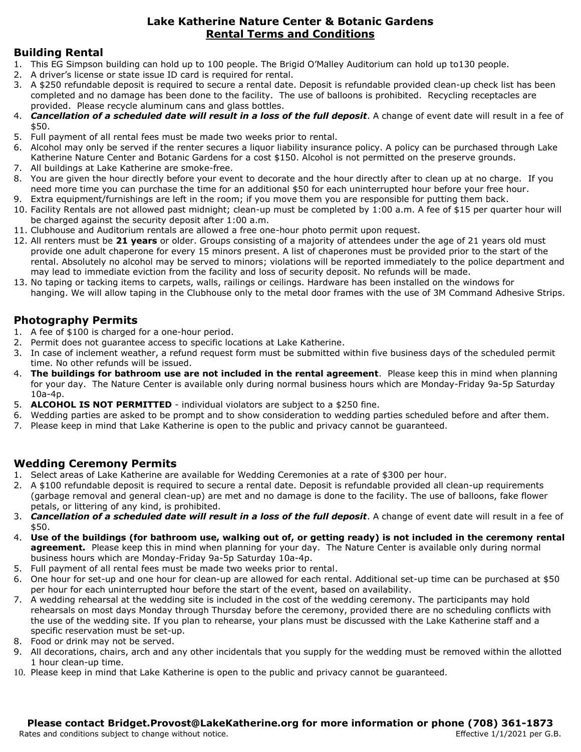# Lake Katherine Nature Center & Botanic Gardens
## Rental Terms and Conditions

### Building Rental

1. This EG Simpson building can hold up to 100 people. The Brigid O'Malley Auditorium can hold up to130 people.
2. A driver's license or state issue ID card is required for rental.
3. A $250 refundable deposit is required to secure a rental date. Deposit is refundable provided clean-up check list has been completed and no damage has been done to the facility. The use of balloons is prohibited. Recycling receptacles are provided. Please recycle aluminum cans and glass bottles.
4. ***Cancellation of a scheduled date will result in a loss of the full deposit***. A change of event date will result in a fee of $50.
5. Full payment of all rental fees must be made two weeks prior to rental.
6. Alcohol may only be served if the renter secures a liquor liability insurance policy. A policy can be purchased through Lake Katherine Nature Center and Botanic Gardens for a cost $150. Alcohol is not permitted on the preserve grounds.
7. All buildings at Lake Katherine are smoke-free.
8. You are given the hour directly before your event to decorate and the hour directly after to clean up at no charge. If you need more time you can purchase the time for an additional $50 for each uninterrupted hour before your free hour.
9. Extra equipment/furnishings are left in the room; if you move them you are responsible for putting them back.
10. Facility Rentals are not allowed past midnight; clean-up must be completed by 1:00 a.m. A fee of $15 per quarter hour will be charged against the security deposit after 1:00 a.m.
11. Clubhouse and Auditorium rentals are allowed a free one-hour photo permit upon request.
12. All renters must be **21 years** or older. Groups consisting of a majority of attendees under the age of 21 years old must provide one adult chaperone for every 15 minors present. A list of chaperones must be provided prior to the start of the rental. Absolutely no alcohol may be served to minors; violations will be reported immediately to the police department and may lead to immediate eviction from the facility and loss of security deposit. No refunds will be made.
13. No taping or tacking items to carpets, walls, railings or ceilings. Hardware has been installed on the windows for hanging. We will allow taping in the Clubhouse only to the metal door frames with the use of 3M Command Adhesive Strips.

### Photography Permits

1. A fee of $100 is charged for a one-hour period.
2. Permit does not guarantee access to specific locations at Lake Katherine.
3. In case of inclement weather, a refund request form must be submitted within five business days of the scheduled permit time. No other refunds will be issued.
4. **The buildings for bathroom use are not included in the rental agreement**. Please keep this in mind when planning for your day. The Nature Center is available only during normal business hours which are Monday-Friday 9a-5p Saturday 10a-4p.
5. **ALCOHOL IS NOT PERMITTED** - individual violators are subject to a $250 fine.
6. Wedding parties are asked to be prompt and to show consideration to wedding parties scheduled before and after them.
7. Please keep in mind that Lake Katherine is open to the public and privacy cannot be guaranteed.

### Wedding Ceremony Permits

1. Select areas of Lake Katherine are available for Wedding Ceremonies at a rate of $300 per hour.
2. A $100 refundable deposit is required to secure a rental date. Deposit is refundable provided all clean-up requirements (garbage removal and general clean-up) are met and no damage is done to the facility. The use of balloons, fake flower petals, or littering of any kind, is prohibited.
3. ***Cancellation of a scheduled date will result in a loss of the full deposit***. A change of event date will result in a fee of $50.
4. **Use of the buildings (for bathroom use, walking out of, or getting ready) is not included in the ceremony rental agreement.** Please keep this in mind when planning for your day. The Nature Center is available only during normal business hours which are Monday-Friday 9a-5p Saturday 10a-4p.
5. Full payment of all rental fees must be made two weeks prior to rental.
6. One hour for set-up and one hour for clean-up are allowed for each rental. Additional set-up time can be purchased at $50 per hour for each uninterrupted hour before the start of the event, based on availability.
7. A wedding rehearsal at the wedding site is included in the cost of the wedding ceremony. The participants may hold rehearsals on most days Monday through Thursday before the ceremony, provided there are no scheduling conflicts with the use of the wedding site. If you plan to rehearse, your plans must be discussed with the Lake Katherine staff and a specific reservation must be set-up.
8. Food or drink may not be served.
9. All decorations, chairs, arch and any other incidentals that you supply for the wedding must be removed within the allotted 1 hour clean-up time.
10. Please keep in mind that Lake Katherine is open to the public and privacy cannot be guaranteed.

**Please contact Bridget.Provost@LakeKatherine.org for more information or phone (708) 361-1873**

Rates and conditions subject to change without notice. Effective 1/1/2021 per G.B.